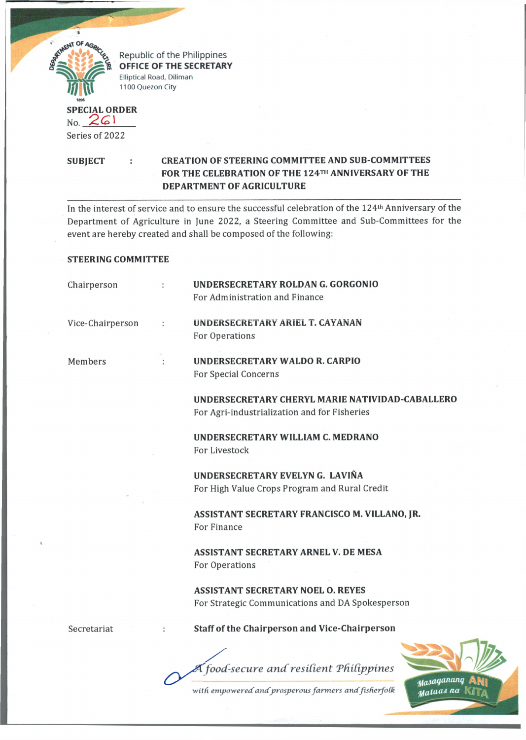Republic of the Philippines
**OFFICE OF THE SECRETARY**
Elliptical Road, Diliman
1100 Quezon City

**SPECIAL ORDER**
No. 261
Series of 2022

**SUBJECT : CREATION OF STEERING COMMITTEE AND SUB-COMMITTEES FOR THE CELEBRATION OF THE 124TH ANNIVERSARY OF THE DEPARTMENT OF AGRICULTURE**

In the interest of service and to ensure the successful celebration of the 124th Anniversary of the Department of Agriculture in June 2022, a Steering Committee and Sub-Committees for the event are hereby created and shall be composed of the following:

**STEERING COMMITTEE**

| | | |
|---|---|---|
| Chairperson | : | **UNDERSECRETARY ROLDAN G. GORGONIO**<br>For Administration and Finance |
| Vice-Chairperson | : | **UNDERSECRETARY ARIEL T. CAYANAN**<br>For Operations |
| Members | : | **UNDERSECRETARY WALDO R. CARPIO**<br>For Special Concerns |
| | | **UNDERSECRETARY CHERYL MARIE NATIVIDAD-CABALLERO**<br>For Agri-industrialization and for Fisheries |
| | | **UNDERSECRETARY WILLIAM C. MEDRANO**<br>For Livestock |
| | | **UNDERSECRETARY EVELYN G. LAVIÑA**<br>For High Value Crops Program and Rural Credit |
| | | **ASSISTANT SECRETARY FRANCISCO M. VILLANO, JR.**<br>For Finance |
| | | **ASSISTANT SECRETARY ARNEL V. DE MESA**<br>For Operations |
| | | **ASSISTANT SECRETARY NOEL O. REYES**<br>For Strategic Communications and DA Spokesperson |
| Secretariat | : | **Staff of the Chairperson and Vice-Chairperson** |

*A food-secure and resilient Philippines with empowered and prosperous farmers and fisherfolk*

Masaganang ANI Mataas na KITA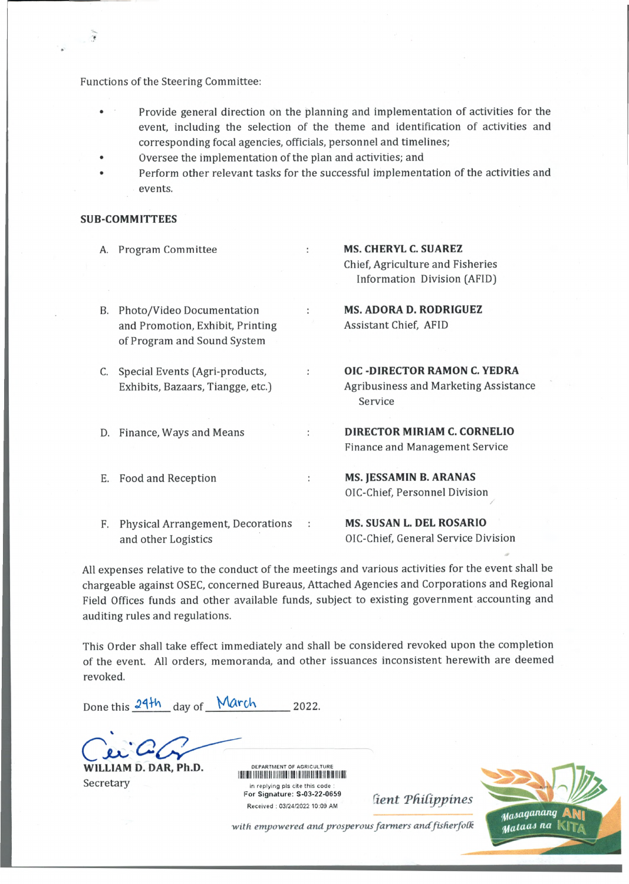Functions of the Steering Committee:

- Provide general direction on the planning and implementation of activities for the event, including the selection of the theme and identification of activities and corresponding focal agencies, officials, personnel and timelines;
- Oversee the implementation of the plan and activities; and
- Perform other relevant tasks for the successful implementation of the activities and events.

**SUB-COMMITTEES**

| | | |
|---|---|---|
| A. Program Committee | : | **MS. CHERYL C. SUAREZ**<br>Chief, Agriculture and Fisheries Information Division (AFID) |
| B. Photo/Video Documentation and Promotion, Exhibit, Printing of Program and Sound System | : | **MS. ADORA D. RODRIGUEZ**<br>Assistant Chief, AFID |
| C. Special Events (Agri-products, Exhibits, Bazaars, Tiangge, etc.) | : | **OIC -DIRECTOR RAMON C. YEDRA**<br>Agribusiness and Marketing Assistance Service |
| D. Finance, Ways and Means | : | **DIRECTOR MIRIAM C. CORNELIO**<br>Finance and Management Service |
| E. Food and Reception | : | **MS. JESSAMIN B. ARANAS**<br>OIC-Chief, Personnel Division |
| F. Physical Arrangement, Decorations and other Logistics | : | **MS. SUSAN L. DEL ROSARIO**<br>OIC-Chief, General Service Division |

All expenses relative to the conduct of the meetings and various activities for the event shall be chargeable against OSEC, concerned Bureaus, Attached Agencies and Corporations and Regional Field Offices funds and other available funds, subject to existing government accounting and auditing rules and regulations.

This Order shall take effect immediately and shall be considered revoked upon the completion of the event. All orders, memoranda, and other issuances inconsistent herewith are deemed revoked.

Done this 24th day of March 2022.

**WILLIAM D. DAR, Ph.D.**
Secretary

DEPARTMENT OF AGRICULTURE
in replying pls cite this code :
For Signature: S-03-22-0659
Received : 03/24/2022 10:09 AM

*...ient Philippines with empowered and prosperous farmers and fisherfolk*

*Masaganang ANI Mataas na KITA*